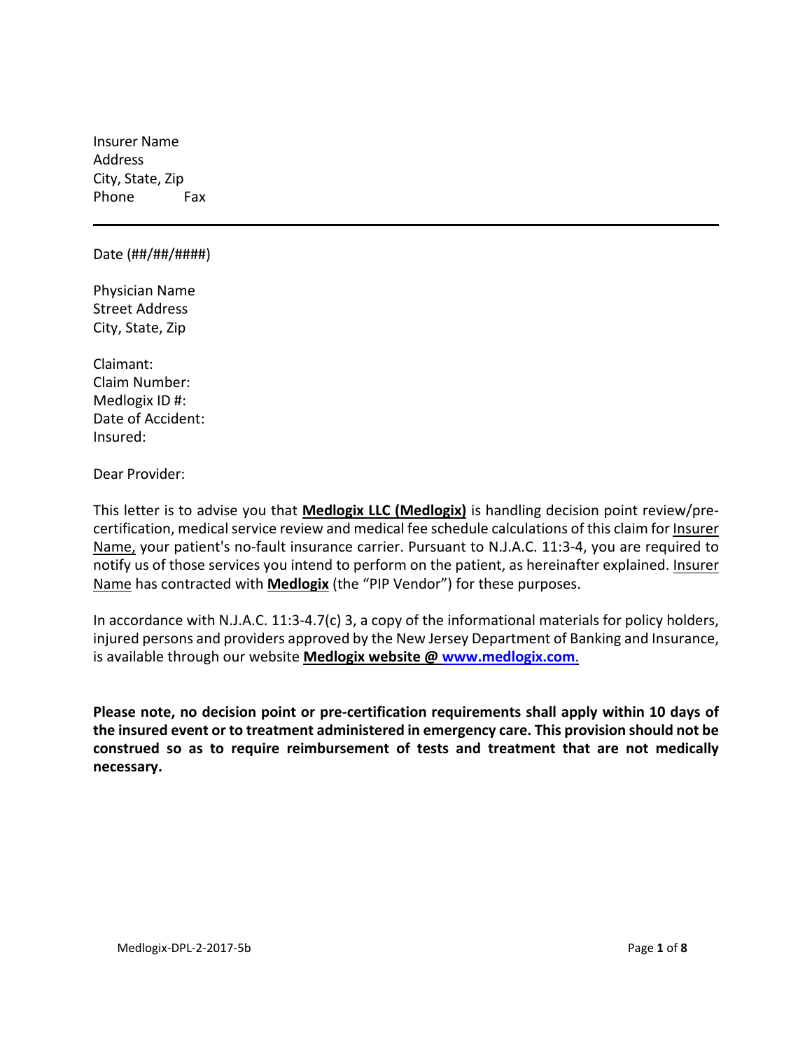Insurer Name
Address
City, State, Zip
Phone Fax

---

Date (##/##/####)

Physician Name
Street Address
City, State, Zip

Claimant:
Claim Number:
Medlogix ID #:
Date of Accident:
Insured:

Dear Provider:

This letter is to advise you that **Medlogix LLC (Medlogix)** is handling decision point review/pre-certification, medical service review and medical fee schedule calculations of this claim for Insurer Name, your patient's no-fault insurance carrier. Pursuant to N.J.A.C. 11:3-4, you are required to notify us of those services you intend to perform on the patient, as hereinafter explained. Insurer Name has contracted with **Medlogix** (the "PIP Vendor") for these purposes.

In accordance with N.J.A.C. 11:3-4.7(c) 3, a copy of the informational materials for policy holders, injured persons and providers approved by the New Jersey Department of Banking and Insurance, is available through our website **Medlogix website @ www.medlogix.com**.

**Please note, no decision point or pre-certification requirements shall apply within 10 days of the insured event or to treatment administered in emergency care. This provision should not be construed so as to require reimbursement of tests and treatment that are not medically necessary.**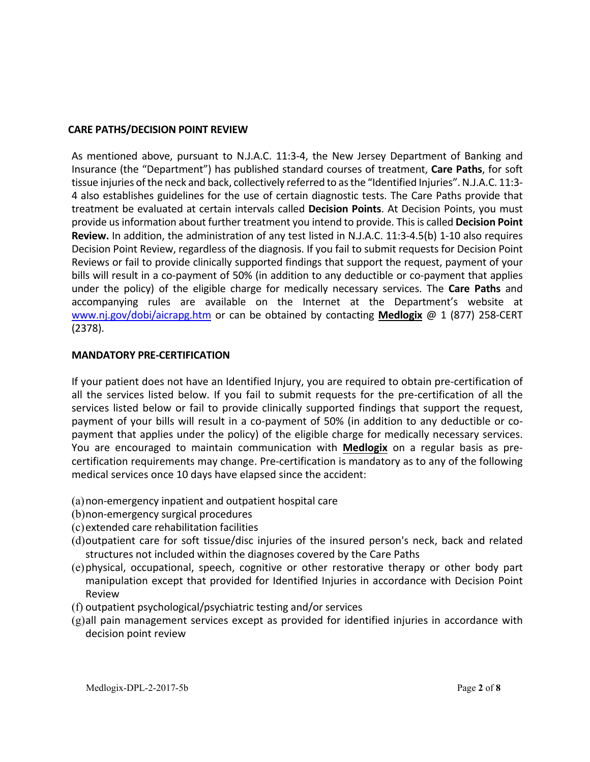## CARE PATHS/DECISION POINT REVIEW

As mentioned above, pursuant to N.J.A.C. 11:3-4, the New Jersey Department of Banking and Insurance (the "Department") has published standard courses of treatment, **Care Paths**, for soft tissue injuries of the neck and back, collectively referred to as the "Identified Injuries". N.J.A.C. 11:3-4 also establishes guidelines for the use of certain diagnostic tests. The Care Paths provide that treatment be evaluated at certain intervals called **Decision Points**. At Decision Points, you must provide us information about further treatment you intend to provide. This is called **Decision Point Review.** In addition, the administration of any test listed in N.J.A.C. 11:3-4.5(b) 1-10 also requires Decision Point Review, regardless of the diagnosis. If you fail to submit requests for Decision Point Reviews or fail to provide clinically supported findings that support the request, payment of your bills will result in a co-payment of 50% (in addition to any deductible or co-payment that applies under the policy) of the eligible charge for medically necessary services. The **Care Paths** and accompanying rules are available on the Internet at the Department's website at [www.nj.gov/dobi/aicrapg.htm](www.nj.gov/dobi/aicrapg.htm) or can be obtained by contacting **Medlogix** @ 1 (877) 258-CERT (2378).

## MANDATORY PRE-CERTIFICATION

If your patient does not have an Identified Injury, you are required to obtain pre-certification of all the services listed below. If you fail to submit requests for the pre-certification of all the services listed below or fail to provide clinically supported findings that support the request, payment of your bills will result in a co-payment of 50% (in addition to any deductible or co-payment that applies under the policy) of the eligible charge for medically necessary services. You are encouraged to maintain communication with **Medlogix** on a regular basis as pre-certification requirements may change. Pre-certification is mandatory as to any of the following medical services once 10 days have elapsed since the accident:

(a) non-emergency inpatient and outpatient hospital care
(b) non-emergency surgical procedures
(c) extended care rehabilitation facilities
(d) outpatient care for soft tissue/disc injuries of the insured person's neck, back and related structures not included within the diagnoses covered by the Care Paths
(e) physical, occupational, speech, cognitive or other restorative therapy or other body part manipulation except that provided for Identified Injuries in accordance with Decision Point Review
(f) outpatient psychological/psychiatric testing and/or services
(g) all pain management services except as provided for identified injuries in accordance with decision point review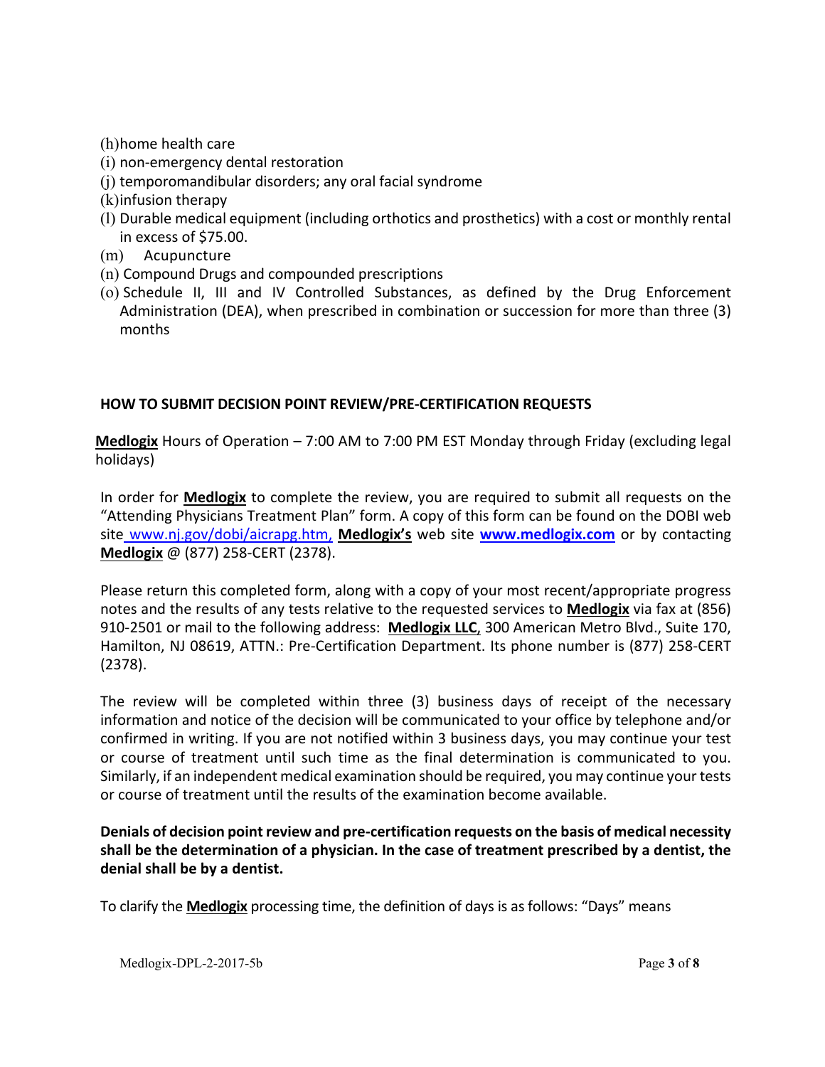(h) home health care
(i) non-emergency dental restoration
(j) temporomandibular disorders; any oral facial syndrome
(k) infusion therapy
(l) Durable medical equipment (including orthotics and prosthetics) with a cost or monthly rental in excess of $75.00.
(m) Acupuncture
(n) Compound Drugs and compounded prescriptions
(o) Schedule II, III and IV Controlled Substances, as defined by the Drug Enforcement Administration (DEA), when prescribed in combination or succession for more than three (3) months

## HOW TO SUBMIT DECISION POINT REVIEW/PRE-CERTIFICATION REQUESTS

**Medlogix** Hours of Operation – 7:00 AM to 7:00 PM EST Monday through Friday (excluding legal holidays)

In order for **Medlogix** to complete the review, you are required to submit all requests on the "Attending Physicians Treatment Plan" form. A copy of this form can be found on the DOBI web site www.nj.gov/dobi/aicrapg.htm, **Medlogix's** web site **www.medlogix.com** or by contacting **Medlogix** @ (877) 258-CERT (2378).

Please return this completed form, along with a copy of your most recent/appropriate progress notes and the results of any tests relative to the requested services to **Medlogix** via fax at (856) 910-2501 or mail to the following address: **Medlogix LLC**, 300 American Metro Blvd., Suite 170, Hamilton, NJ 08619, ATTN.: Pre-Certification Department. Its phone number is (877) 258-CERT (2378).

The review will be completed within three (3) business days of receipt of the necessary information and notice of the decision will be communicated to your office by telephone and/or confirmed in writing. If you are not notified within 3 business days, you may continue your test or course of treatment until such time as the final determination is communicated to you. Similarly, if an independent medical examination should be required, you may continue your tests or course of treatment until the results of the examination become available.

**Denials of decision point review and pre-certification requests on the basis of medical necessity shall be the determination of a physician. In the case of treatment prescribed by a dentist, the denial shall be by a dentist.**

To clarify the **Medlogix** processing time, the definition of days is as follows: "Days" means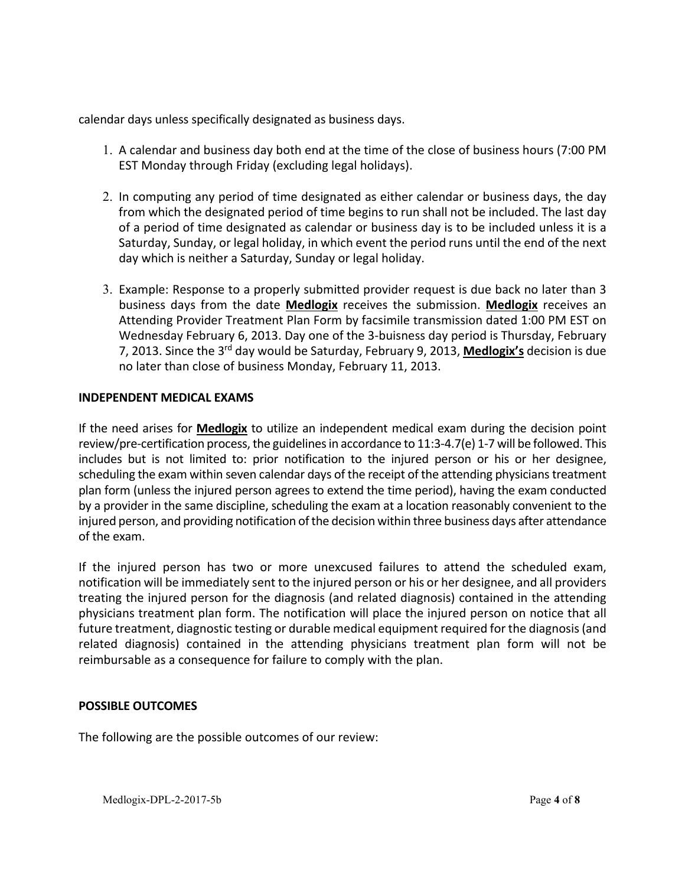calendar days unless specifically designated as business days.

1. A calendar and business day both end at the time of the close of business hours (7:00 PM EST Monday through Friday (excluding legal holidays).

2. In computing any period of time designated as either calendar or business days, the day from which the designated period of time begins to run shall not be included. The last day of a period of time designated as calendar or business day is to be included unless it is a Saturday, Sunday, or legal holiday, in which event the period runs until the end of the next day which is neither a Saturday, Sunday or legal holiday.

3. Example: Response to a properly submitted provider request is due back no later than 3 business days from the date **Medlogix** receives the submission. **Medlogix** receives an Attending Provider Treatment Plan Form by facsimile transmission dated 1:00 PM EST on Wednesday February 6, 2013. Day one of the 3-buisness day period is Thursday, February 7, 2013. Since the 3rd day would be Saturday, February 9, 2013, **Medlogix's** decision is due no later than close of business Monday, February 11, 2013.

**INDEPENDENT MEDICAL EXAMS**

If the need arises for **Medlogix** to utilize an independent medical exam during the decision point review/pre-certification process, the guidelines in accordance to 11:3-4.7(e) 1-7 will be followed. This includes but is not limited to: prior notification to the injured person or his or her designee, scheduling the exam within seven calendar days of the receipt of the attending physicians treatment plan form (unless the injured person agrees to extend the time period), having the exam conducted by a provider in the same discipline, scheduling the exam at a location reasonably convenient to the injured person, and providing notification of the decision within three business days after attendance of the exam.

If the injured person has two or more unexcused failures to attend the scheduled exam, notification will be immediately sent to the injured person or his or her designee, and all providers treating the injured person for the diagnosis (and related diagnosis) contained in the attending physicians treatment plan form. The notification will place the injured person on notice that all future treatment, diagnostic testing or durable medical equipment required for the diagnosis (and related diagnosis) contained in the attending physicians treatment plan form will not be reimbursable as a consequence for failure to comply with the plan.

**POSSIBLE OUTCOMES**

The following are the possible outcomes of our review: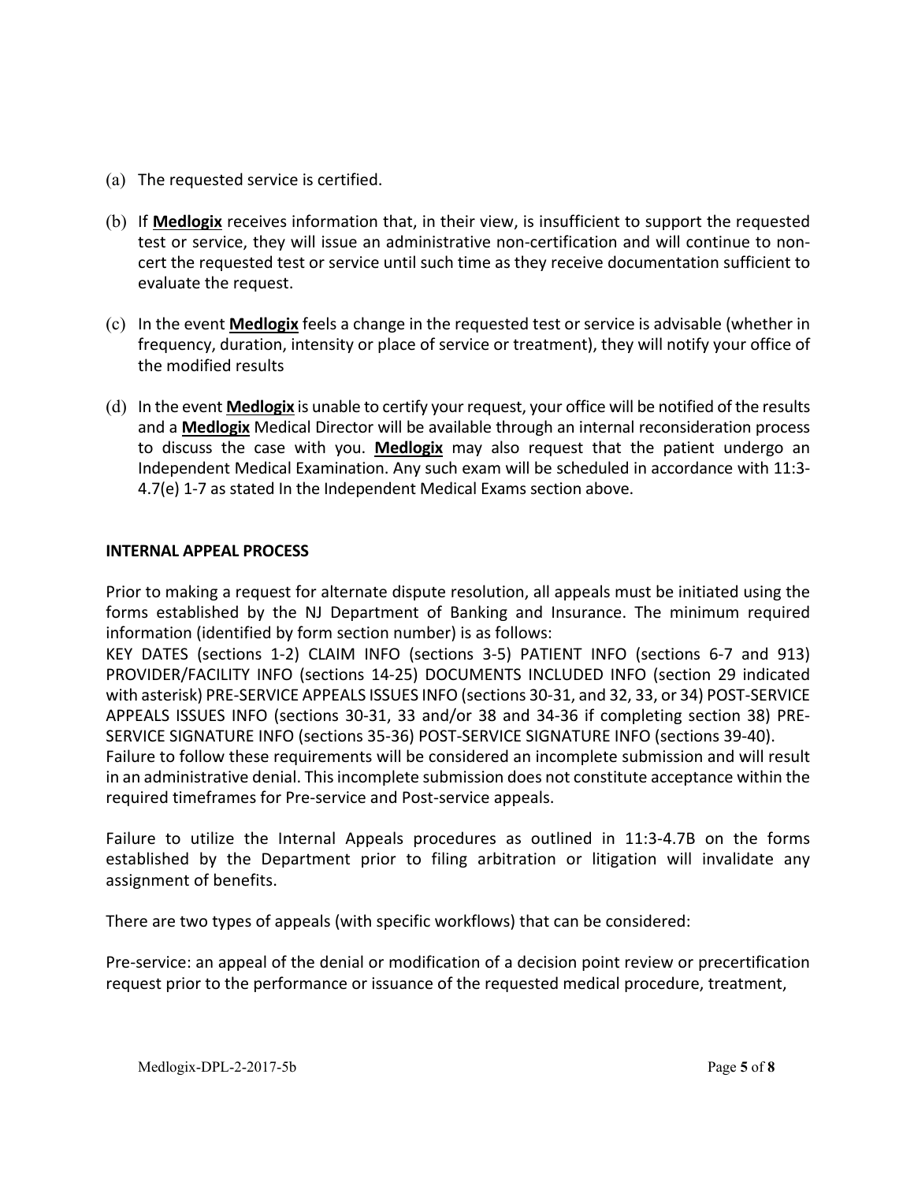(a) The requested service is certified.

(b) If **Medlogix** receives information that, in their view, is insufficient to support the requested test or service, they will issue an administrative non-certification and will continue to non-cert the requested test or service until such time as they receive documentation sufficient to evaluate the request.

(c) In the event **Medlogix** feels a change in the requested test or service is advisable (whether in frequency, duration, intensity or place of service or treatment), they will notify your office of the modified results

(d) In the event **Medlogix** is unable to certify your request, your office will be notified of the results and a **Medlogix** Medical Director will be available through an internal reconsideration process to discuss the case with you. **Medlogix** may also request that the patient undergo an Independent Medical Examination. Any such exam will be scheduled in accordance with 11:3-4.7(e) 1-7 as stated In the Independent Medical Exams section above.

**INTERNAL APPEAL PROCESS**

Prior to making a request for alternate dispute resolution, all appeals must be initiated using the forms established by the NJ Department of Banking and Insurance. The minimum required information (identified by form section number) is as follows:
KEY DATES (sections 1-2) CLAIM INFO (sections 3-5) PATIENT INFO (sections 6-7 and 913) PROVIDER/FACILITY INFO (sections 14-25) DOCUMENTS INCLUDED INFO (section 29 indicated with asterisk) PRE-SERVICE APPEALS ISSUES INFO (sections 30-31, and 32, 33, or 34) POST-SERVICE APPEALS ISSUES INFO (sections 30-31, 33 and/or 38 and 34-36 if completing section 38) PRE-SERVICE SIGNATURE INFO (sections 35-36) POST-SERVICE SIGNATURE INFO (sections 39-40).
Failure to follow these requirements will be considered an incomplete submission and will result in an administrative denial. This incomplete submission does not constitute acceptance within the required timeframes for Pre-service and Post-service appeals.

Failure to utilize the Internal Appeals procedures as outlined in 11:3-4.7B on the forms established by the Department prior to filing arbitration or litigation will invalidate any assignment of benefits.

There are two types of appeals (with specific workflows) that can be considered:

Pre-service: an appeal of the denial or modification of a decision point review or precertification request prior to the performance or issuance of the requested medical procedure, treatment,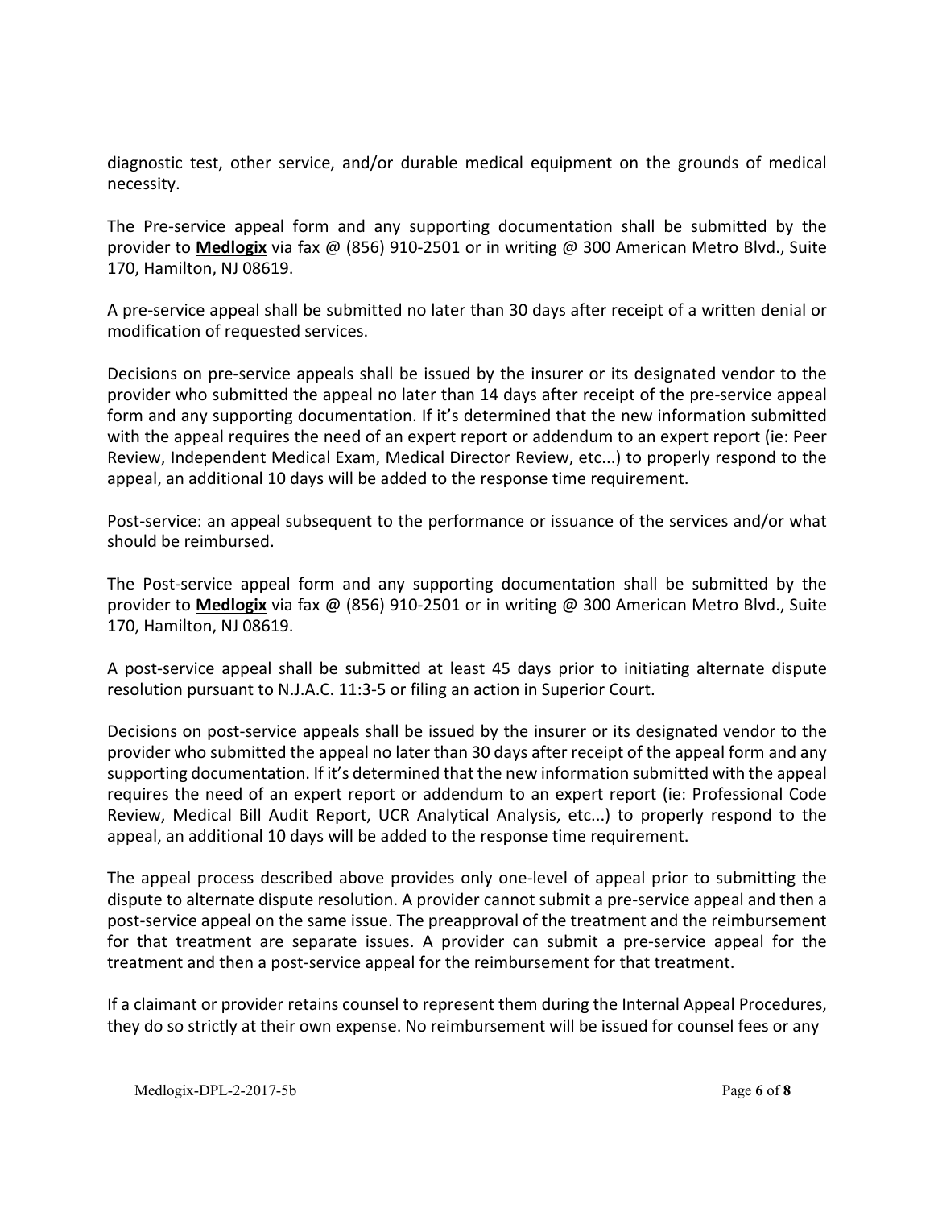diagnostic test, other service, and/or durable medical equipment on the grounds of medical necessity.

The Pre-service appeal form and any supporting documentation shall be submitted by the provider to **Medlogix** via fax @ (856) 910-2501 or in writing @ 300 American Metro Blvd., Suite 170, Hamilton, NJ 08619.

A pre-service appeal shall be submitted no later than 30 days after receipt of a written denial or modification of requested services.

Decisions on pre-service appeals shall be issued by the insurer or its designated vendor to the provider who submitted the appeal no later than 14 days after receipt of the pre-service appeal form and any supporting documentation. If it's determined that the new information submitted with the appeal requires the need of an expert report or addendum to an expert report (ie: Peer Review, Independent Medical Exam, Medical Director Review, etc...) to properly respond to the appeal, an additional 10 days will be added to the response time requirement.

Post-service: an appeal subsequent to the performance or issuance of the services and/or what should be reimbursed.

The Post-service appeal form and any supporting documentation shall be submitted by the provider to **Medlogix** via fax @ (856) 910-2501 or in writing @ 300 American Metro Blvd., Suite 170, Hamilton, NJ 08619.

A post-service appeal shall be submitted at least 45 days prior to initiating alternate dispute resolution pursuant to N.J.A.C. 11:3-5 or filing an action in Superior Court.

Decisions on post-service appeals shall be issued by the insurer or its designated vendor to the provider who submitted the appeal no later than 30 days after receipt of the appeal form and any supporting documentation. If it's determined that the new information submitted with the appeal requires the need of an expert report or addendum to an expert report (ie: Professional Code Review, Medical Bill Audit Report, UCR Analytical Analysis, etc...) to properly respond to the appeal, an additional 10 days will be added to the response time requirement.

The appeal process described above provides only one-level of appeal prior to submitting the dispute to alternate dispute resolution. A provider cannot submit a pre-service appeal and then a post-service appeal on the same issue. The preapproval of the treatment and the reimbursement for that treatment are separate issues. A provider can submit a pre-service appeal for the treatment and then a post-service appeal for the reimbursement for that treatment.

If a claimant or provider retains counsel to represent them during the Internal Appeal Procedures, they do so strictly at their own expense. No reimbursement will be issued for counsel fees or any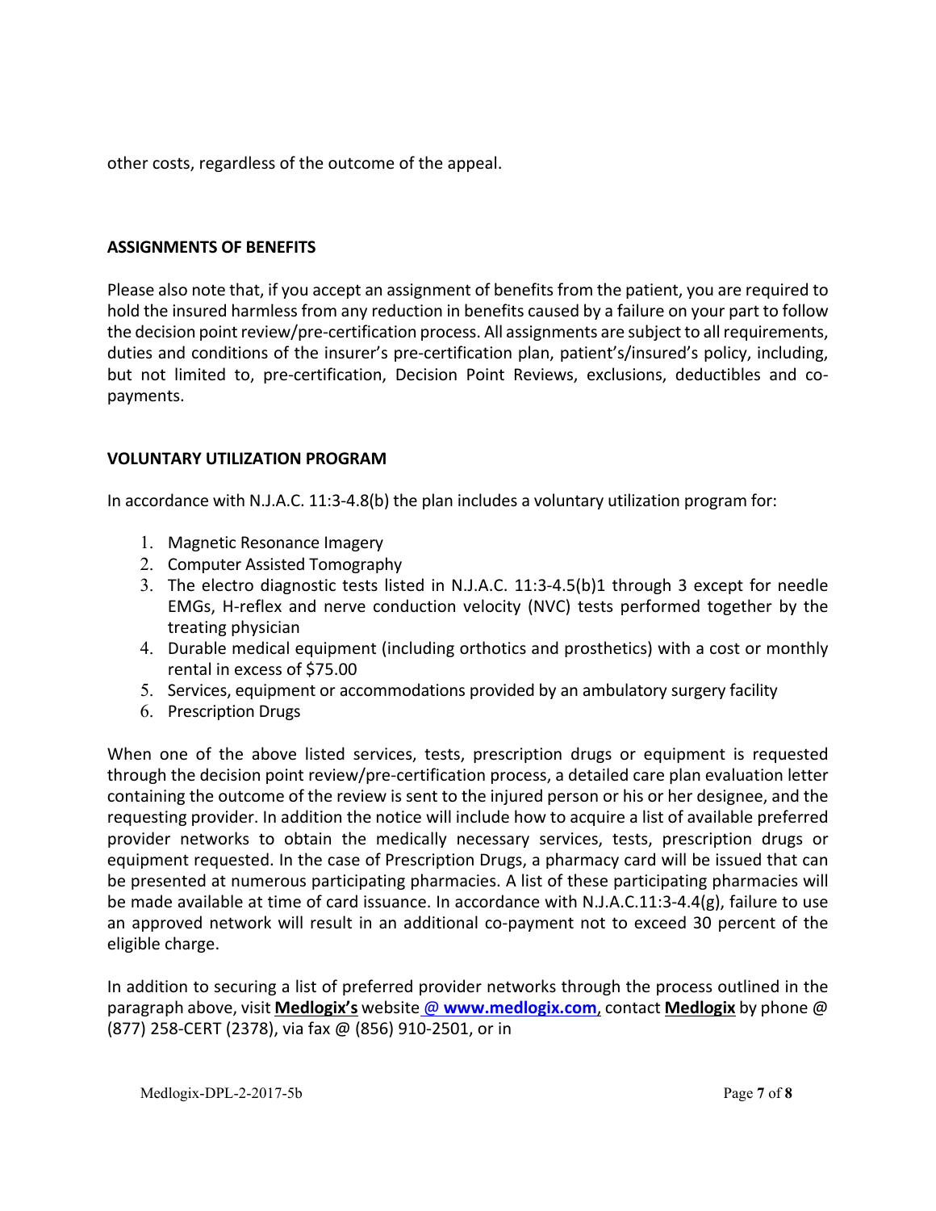other costs, regardless of the outcome of the appeal.

## ASSIGNMENTS OF BENEFITS

Please also note that, if you accept an assignment of benefits from the patient, you are required to hold the insured harmless from any reduction in benefits caused by a failure on your part to follow the decision point review/pre-certification process. All assignments are subject to all requirements, duties and conditions of the insurer's pre-certification plan, patient's/insured's policy, including, but not limited to, pre-certification, Decision Point Reviews, exclusions, deductibles and co-payments.

## VOLUNTARY UTILIZATION PROGRAM

In accordance with N.J.A.C. 11:3-4.8(b) the plan includes a voluntary utilization program for:

1. Magnetic Resonance Imagery
2. Computer Assisted Tomography
3. The electro diagnostic tests listed in N.J.A.C. 11:3-4.5(b)1 through 3 except for needle EMGs, H-reflex and nerve conduction velocity (NVC) tests performed together by the treating physician
4. Durable medical equipment (including orthotics and prosthetics) with a cost or monthly rental in excess of $75.00
5. Services, equipment or accommodations provided by an ambulatory surgery facility
6. Prescription Drugs

When one of the above listed services, tests, prescription drugs or equipment is requested through the decision point review/pre-certification process, a detailed care plan evaluation letter containing the outcome of the review is sent to the injured person or his or her designee, and the requesting provider. In addition the notice will include how to acquire a list of available preferred provider networks to obtain the medically necessary services, tests, prescription drugs or equipment requested. In the case of Prescription Drugs, a pharmacy card will be issued that can be presented at numerous participating pharmacies. A list of these participating pharmacies will be made available at time of card issuance. In accordance with N.J.A.C.11:3-4.4(g), failure to use an approved network will result in an additional co-payment not to exceed 30 percent of the eligible charge.

In addition to securing a list of preferred provider networks through the process outlined in the paragraph above, visit **Medlogix's** website @ **www.medlogix.com**, contact **Medlogix** by phone @ (877) 258-CERT (2378), via fax @ (856) 910-2501, or in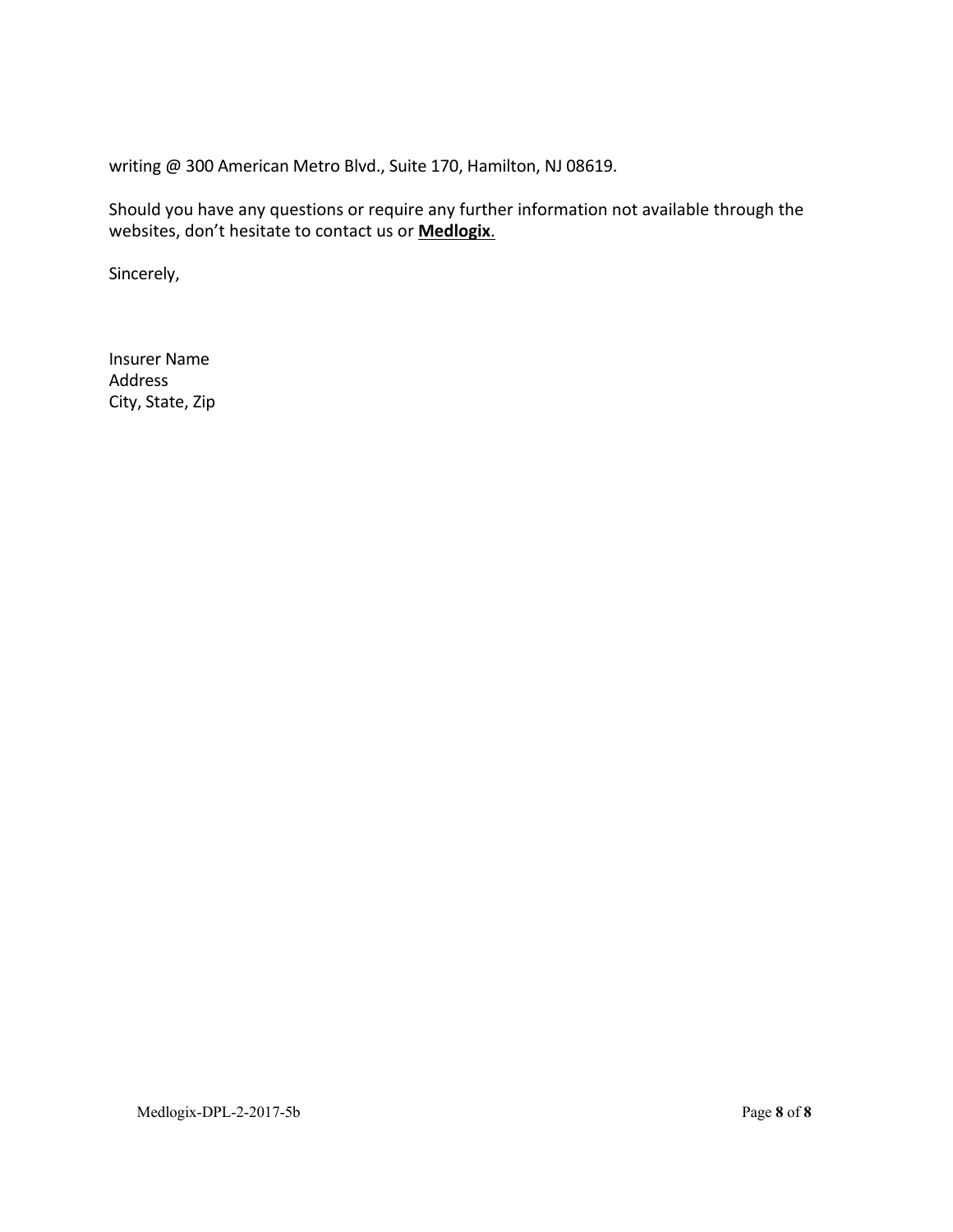writing @ 300 American Metro Blvd., Suite 170, Hamilton, NJ 08619.

Should you have any questions or require any further information not available through the websites, don't hesitate to contact us or **Medlogix**.

Sincerely,

Insurer Name
Address
City, State, Zip